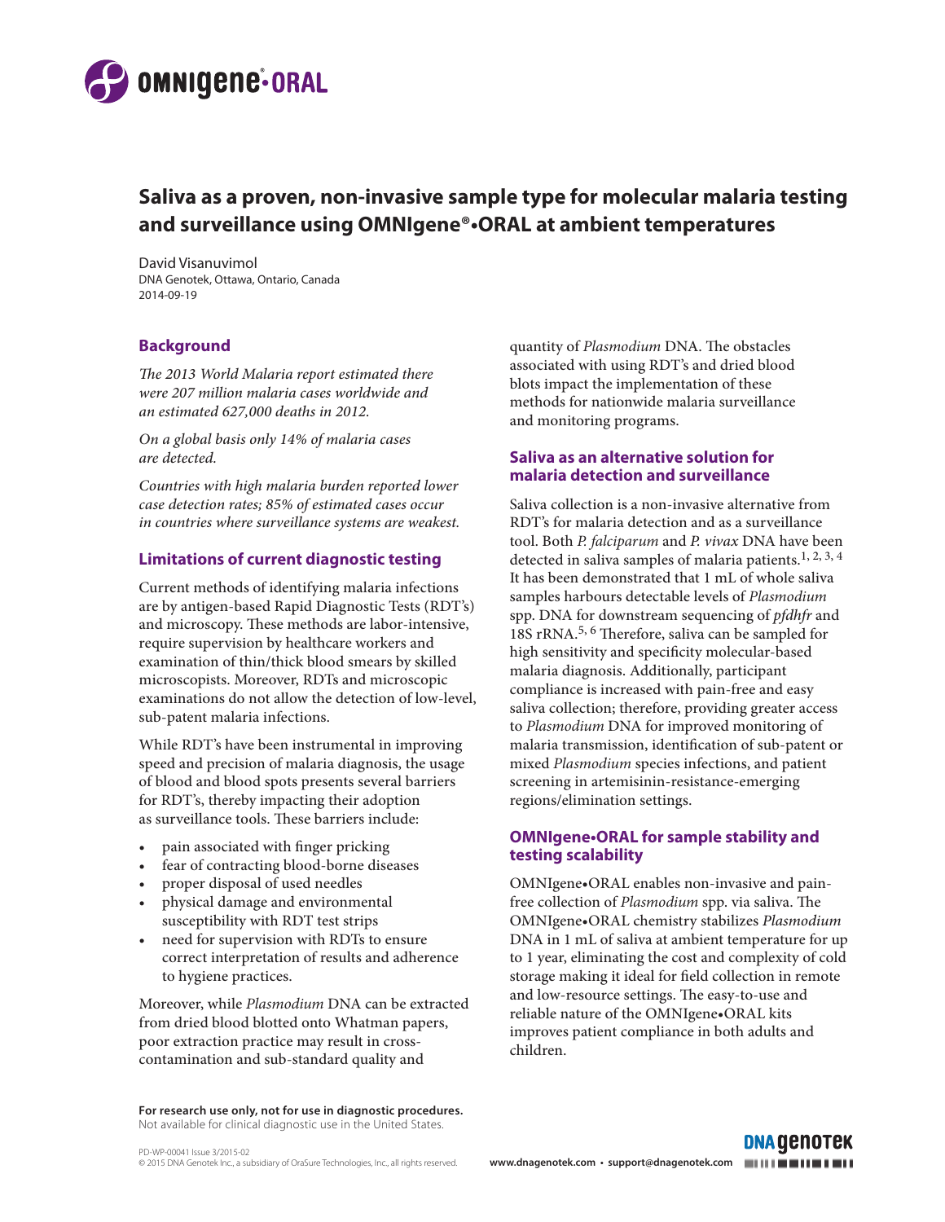# Saliva as a proven, non-invasive sample type for molecular malaria testing and surveillance using OMNIgene®•ORAL at ambient temperatures

David Visanuvimol
DNA Genotek, Ottawa, Ontario, Canada
2014-09-19

## Background

*The 2013 World Malaria report estimated there were 207 million malaria cases worldwide and an estimated 627,000 deaths in 2012.*

*On a global basis only 14% of malaria cases are detected.*

*Countries with high malaria burden reported lower case detection rates; 85% of estimated cases occur in countries where surveillance systems are weakest.*

## Limitations of current diagnostic testing

Current methods of identifying malaria infections are by antigen-based Rapid Diagnostic Tests (RDT's) and microscopy. These methods are labor-intensive, require supervision by healthcare workers and examination of thin/thick blood smears by skilled microscopists. Moreover, RDTs and microscopic examinations do not allow the detection of low-level, sub-patent malaria infections.

While RDT's have been instrumental in improving speed and precision of malaria diagnosis, the usage of blood and blood spots presents several barriers for RDT's, thereby impacting their adoption as surveillance tools. These barriers include:

- pain associated with finger pricking
- fear of contracting blood-borne diseases
- proper disposal of used needles
- physical damage and environmental susceptibility with RDT test strips
- need for supervision with RDTs to ensure correct interpretation of results and adherence to hygiene practices.

Moreover, while *Plasmodium* DNA can be extracted from dried blood blotted onto Whatman papers, poor extraction practice may result in cross-contamination and sub-standard quality and quantity of *Plasmodium* DNA. The obstacles associated with using RDT's and dried blood blots impact the implementation of these methods for nationwide malaria surveillance and monitoring programs.

## Saliva as an alternative solution for malaria detection and surveillance

Saliva collection is a non-invasive alternative from RDT's for malaria detection and as a surveillance tool. Both *P. falciparum* and *P. vivax* DNA have been detected in saliva samples of malaria patients.[1, 2, 3, 4] It has been demonstrated that 1 mL of whole saliva samples harbours detectable levels of *Plasmodium* spp. DNA for downstream sequencing of *pfdhfr* and 18S rRNA.[5, 6] Therefore, saliva can be sampled for high sensitivity and specificity molecular-based malaria diagnosis. Additionally, participant compliance is increased with pain-free and easy saliva collection; therefore, providing greater access to *Plasmodium* DNA for improved monitoring of malaria transmission, identification of sub-patent or mixed *Plasmodium* species infections, and patient screening in artemisinin-resistance-emerging regions/elimination settings.

## OMNIgene•ORAL for sample stability and testing scalability

OMNIgene•ORAL enables non-invasive and pain-free collection of *Plasmodium* spp. via saliva. The OMNIgene•ORAL chemistry stabilizes *Plasmodium* DNA in 1 mL of saliva at ambient temperature for up to 1 year, eliminating the cost and complexity of cold storage making it ideal for field collection in remote and low-resource settings. The easy-to-use and reliable nature of the OMNIgene•ORAL kits improves patient compliance in both adults and children.

**For research use only, not for use in diagnostic procedures.**
Not available for clinical diagnostic use in the United States.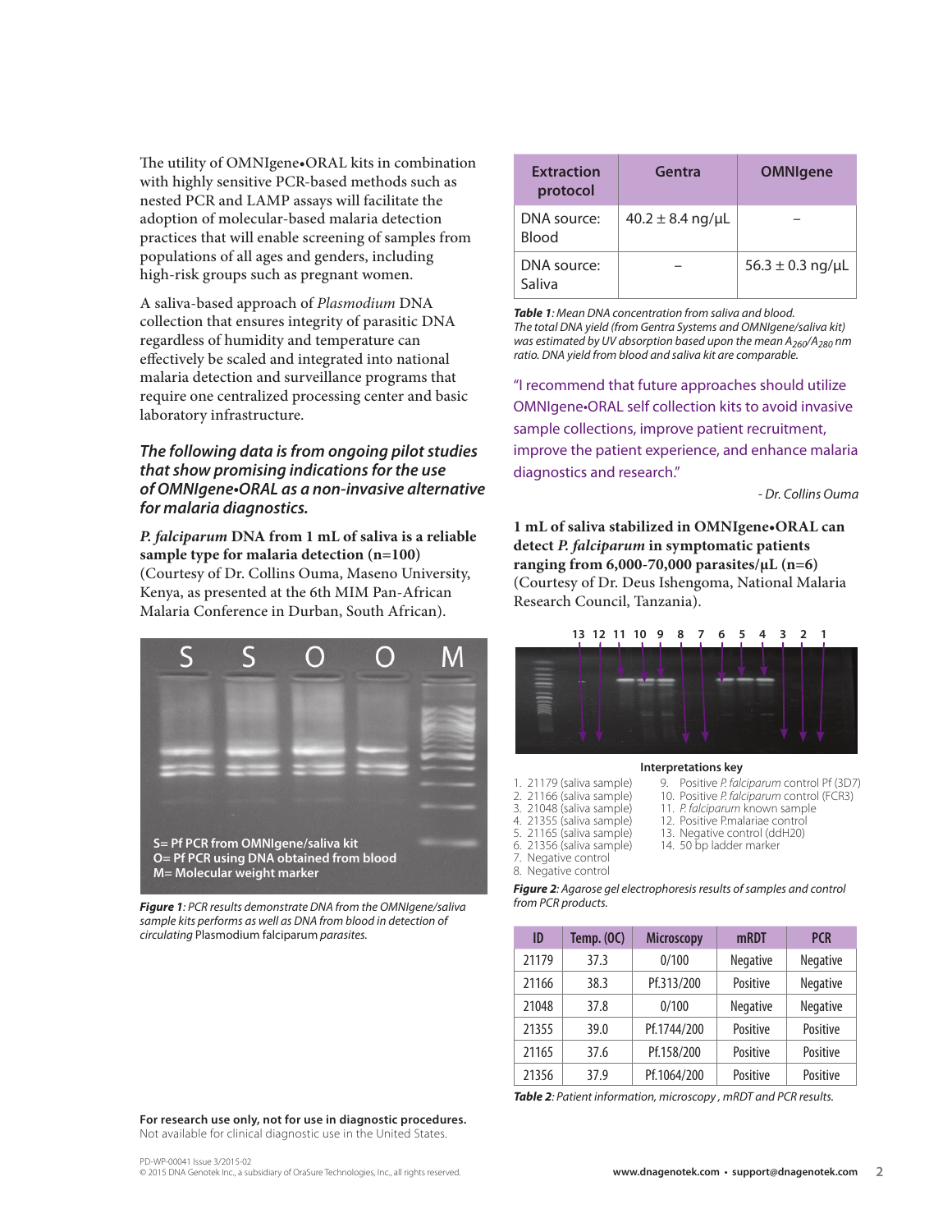The utility of OMNIgene•ORAL kits in combination with highly sensitive PCR-based methods such as nested PCR and LAMP assays will facilitate the adoption of molecular-based malaria detection practices that will enable screening of samples from populations of all ages and genders, including high-risk groups such as pregnant women.

A saliva-based approach of *Plasmodium* DNA collection that ensures integrity of parasitic DNA regardless of humidity and temperature can effectively be scaled and integrated into national malaria detection and surveillance programs that require one centralized processing center and basic laboratory infrastructure.

***The following data is from ongoing pilot studies that show promising indications for the use of OMNIgene•ORAL as a non-invasive alternative for malaria diagnostics.***

***P. falciparum*** **DNA from 1 mL of saliva is a reliable sample type for malaria detection (n=100)** (Courtesy of Dr. Collins Ouma, Maseno University, Kenya, as presented at the 6th MIM Pan-African Malaria Conference in Durban, South African).

S= Pf PCR from OMNIgene/saliva kit
O= Pf PCR using DNA obtained from blood
M= Molecular weight marker

***Figure 1****: PCR results demonstrate DNA from the OMNIgene/saliva sample kits performs as well as DNA from blood in detection of circulating* Plasmodium falciparum *parasites.*

| Extraction protocol | Gentra | OMNIgene |
|---|---|---|
| DNA source: Blood | 40.2 ± 8.4 ng/µL | – |
| DNA source: Saliva | – | 56.3 ± 0.3 ng/µL |

***Table 1****: Mean DNA concentration from saliva and blood. The total DNA yield (from Gentra Systems and OMNIgene/saliva kit) was estimated by UV absorption based upon the mean $A_{260}/A_{280}$ nm ratio. DNA yield from blood and saliva kit are comparable.*

"I recommend that future approaches should utilize OMNIgene•ORAL self collection kits to avoid invasive sample collections, improve patient recruitment, improve the patient experience, and enhance malaria diagnostics and research."

*- Dr. Collins Ouma*

**1 mL of saliva stabilized in OMNIgene•ORAL can detect *P. falciparum* in symptomatic patients ranging from 6,000-70,000 parasites/µL (n=6)** (Courtesy of Dr. Deus Ishengoma, National Malaria Research Council, Tanzania).

13 12 11 10 9 8 7 6 5 4 3 2 1

**Interpretations key**

1. 21179 (saliva sample)
2. 21166 (saliva sample)
3. 21048 (saliva sample)
4. 21355 (saliva sample)
5. 21165 (saliva sample)
6. 21356 (saliva sample)
7. Negative control
8. Negative control
9. Positive *P. falciparum* control Pf (3D7)
10. Positive *P. falciparum* control (FCR3)
11. *P. falciparum* known sample
12. Positive P.malariae control
13. Negative control (ddH20)
14. 50 bp ladder marker

***Figure 2****: Agarose gel electrophoresis results of samples and control from PCR products.*

| ID | Temp. (0C) | Microscopy | mRDT | PCR |
|---|---|---|---|---|
| 21179 | 37.3 | 0/100 | Negative | Negative |
| 21166 | 38.3 | Pf.313/200 | Positive | Negative |
| 21048 | 37.8 | 0/100 | Negative | Negative |
| 21355 | 39.0 | Pf.1744/200 | Positive | Positive |
| 21165 | 37.6 | Pf.158/200 | Positive | Positive |
| 21356 | 37.9 | Pf.1064/200 | Positive | Positive |

***Table 2****: Patient information, microscopy , mRDT and PCR results.*

**For research use only, not for use in diagnostic procedures.**
Not available for clinical diagnostic use in the United States.

PD-WP-00041 Issue 3/2015-02
© 2015 DNA Genotek Inc., a subsidiary of OraSure Technologies, Inc., all rights reserved.

**www.dnagenotek.com • support@dnagenotek.com**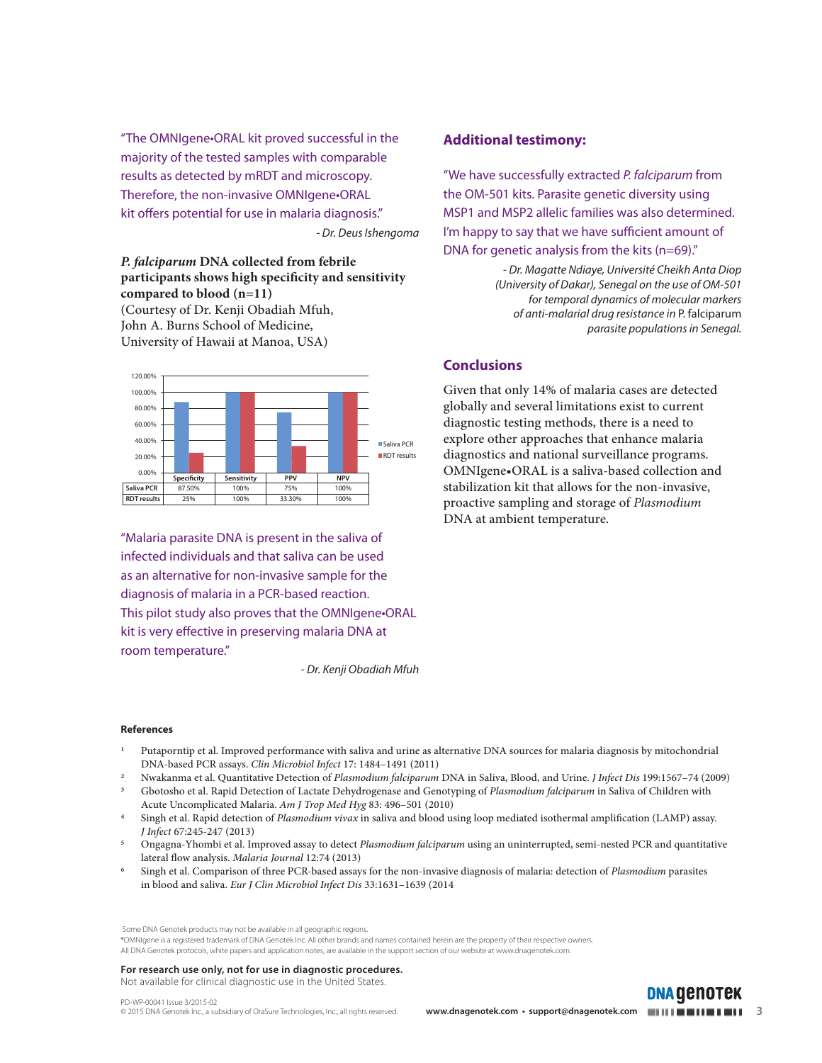"The OMNIgene•ORAL kit proved successful in the majority of the tested samples with comparable results as detected by mRDT and microscopy. Therefore, the non-invasive OMNIgene•ORAL kit offers potential for use in malaria diagnosis."

*- Dr. Deus Ishengoma*

***P. falciparum*** **DNA collected from febrile participants shows high specificity and sensitivity compared to blood (n=11)**
(Courtesy of Dr. Kenji Obadiah Mfuh, John A. Burns School of Medicine, University of Hawaii at Manoa, USA)

120.00%
100.00%
80.00%
60.00%
40.00%
20.00%
0.00%

Specificity | Sensitivity | PPV | NPV

Saliva PCR: 87.50% | 100% | 75% | 100%

RDT results: 25% | 100% | 33.30% | 100%

Saliva PCR
RDT results

"Malaria parasite DNA is present in the saliva of infected individuals and that saliva can be used as an alternative for non-invasive sample for the diagnosis of malaria in a PCR-based reaction. This pilot study also proves that the OMNIgene•ORAL kit is very effective in preserving malaria DNA at room temperature."

*- Dr. Kenji Obadiah Mfuh*

## Additional testimony:

"We have successfully extracted *P. falciparum* from the OM-501 kits. Parasite genetic diversity using MSP1 and MSP2 allelic families was also determined. I'm happy to say that we have sufficient amount of DNA for genetic analysis from the kits (n=69)."

*- Dr. Magatte Ndiaye, Université Cheikh Anta Diop (University of Dakar), Senegal on the use of OM-501 for temporal dynamics of molecular markers of anti-malarial drug resistance in* P. falciparum *parasite populations in Senegal.*

## Conclusions

Given that only 14% of malaria cases are detected globally and several limitations exist to current diagnostic testing methods, there is a need to explore other approaches that enhance malaria diagnostics and national surveillance programs. OMNIgene•ORAL is a saliva-based collection and stabilization kit that allows for the non-invasive, proactive sampling and storage of *Plasmodium* DNA at ambient temperature.

### References

1. Putaporntip et al. Improved performance with saliva and urine as alternative DNA sources for malaria diagnosis by mitochondrial DNA-based PCR assays. *Clin Microbiol Infect* 17: 1484–1491 (2011)
2. Nwakanma et al. Quantitative Detection of *Plasmodium falciparum* DNA in Saliva, Blood, and Urine. *J Infect Dis* 199:1567–74 (2009)
3. Gbotosho et al. Rapid Detection of Lactate Dehydrogenase and Genotyping of *Plasmodium falciparum* in Saliva of Children with Acute Uncomplicated Malaria. *Am J Trop Med Hyg* 83: 496–501 (2010)
4. Singh et al. Rapid detection of *Plasmodium vivax* in saliva and blood using loop mediated isothermal amplification (LAMP) assay. *J Infect* 67:245-247 (2013)
5. Ongagna-Yhombi et al. Improved assay to detect *Plasmodium falciparum* using an uninterrupted, semi-nested PCR and quantitative lateral flow analysis. *Malaria Journal* 12:74 (2013)
6. Singh et al. Comparison of three PCR-based assays for the non-invasive diagnosis of malaria: detection of *Plasmodium* parasites in blood and saliva. *Eur J Clin Microbiol Infect Dis* 33:1631–1639 (2014

Some DNA Genotek products may not be available in all geographic regions.
®OMNIgene is a registered trademark of DNA Genotek Inc. All other brands and names contained herein are the property of their respective owners.
All DNA Genotek protocols, white papers and application notes, are available in the support section of our website at www.dnagenotek.com.

**For research use only, not for use in diagnostic procedures.**
Not available for clinical diagnostic use in the United States.

PD-WP-00041 Issue 3/2015-02
© 2015 DNA Genotek Inc., a subsidiary of OraSure Technologies, Inc., all rights reserved.